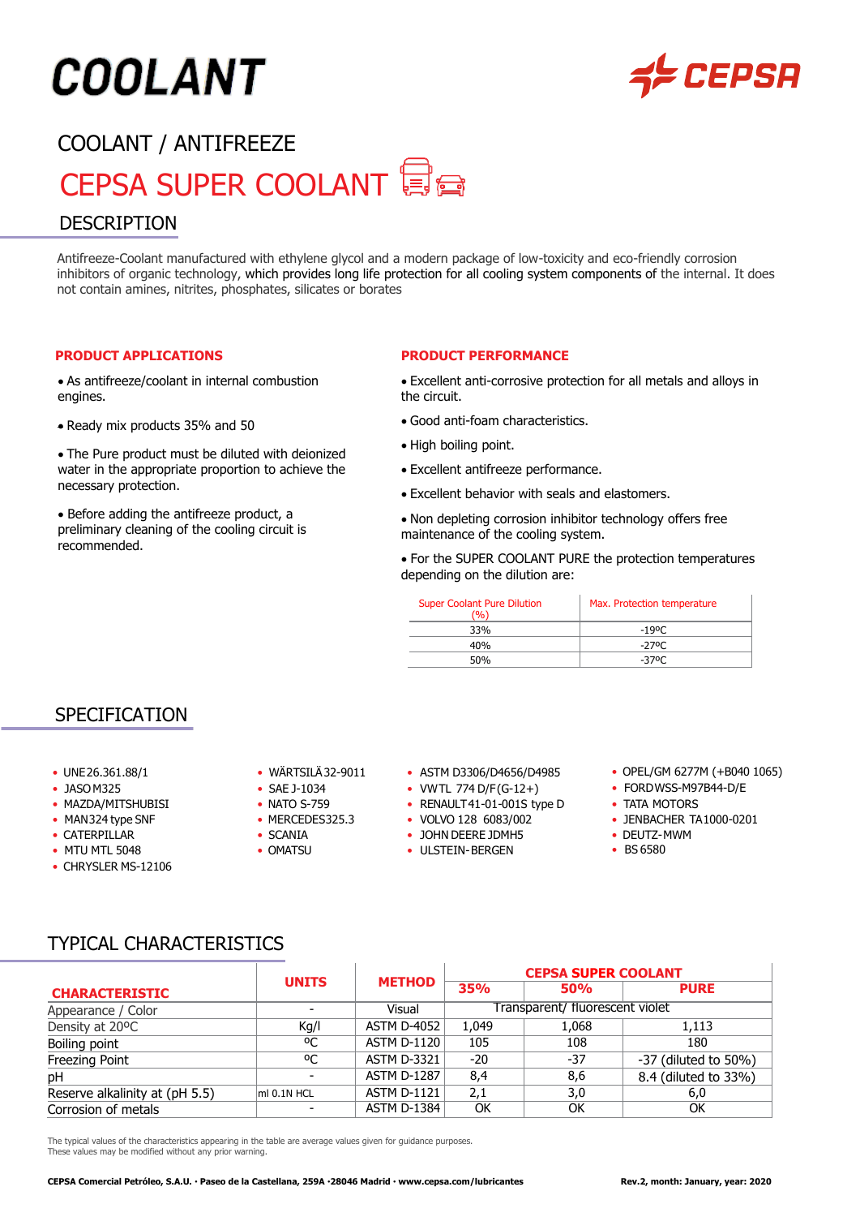# COOLANT

CEPSA

## COOLANT / ANTIFREEZE

# CEPSA SUPER COOLANT

## DESCRIPTION

Antifreeze-Coolant manufactured with ethylene glycol and a modern package of low-toxicity and eco-friendly corrosion inhibitors of organic technology, which provides long life protection for all cooling system components of the internal. It does not contain amines, nitrites, phosphates, silicates or borates

### PRODUCT APPLICATIONS

- As antifreeze/coolant in internal combustion engines.
- Ready mix products 35% and 50
- The Pure product must be diluted with deionized water in the appropriate proportion to achieve the necessary protection.
- Before adding the antifreeze product, a preliminary cleaning of the cooling circuit is recommended.

### PRODUCT PERFORMANCE

- Excellent anti-corrosive protection for all metals and alloys in the circuit.
- Good anti-foam characteristics.
- High boiling point.
- Excellent antifreeze performance.
- Excellent behavior with seals and elastomers.
- Non depleting corrosion inhibitor technology offers free maintenance of the cooling system.
- For the SUPER COOLANT PURE the protection temperatures depending on the dilution are:

| Super Coolant Pure Dilution (%) | Max. Protection temperature |
|---|---|
| 33% | -19ºC |
| 40% | -27ºC |
| 50% | -37ºC |

## SPECIFICATION

- UNE 26.361.88/1
- JASO M325
- MAZDA/MITSHUBISI
- MAN 324 type SNF
- CATERPILLAR
- MTU MTL 5048
- CHRYSLER MS-12106
- WÄRTSILÄ 32-9011
- SAE J-1034
- NATO S-759
- MERCEDES 325.3
- SCANIA
- OMATSU
- ASTM D3306/D4656/D4985
- VW TL 774 D/F (G-12+)
- RENAULT 41-01-001S type D
- VOLVO 128 6083/002
- JOHN DEERE JDMH5
- ULSTEIN-BERGEN
- OPEL/GM 6277M (+B040 1065)
- FORD WSS-M97B44-D/E
- TATA MOTORS
- JENBACHER TA1000-0201
- DEUTZ-MWM
- BS 6580

## TYPICAL CHARACTERISTICS

| CHARACTERISTIC | UNITS | METHOD | CEPSA SUPER COOLANT | | |
|---|---|---|---|---|---|
| | | | 35% | 50% | PURE |
| Appearance / Color | - | Visual | Transparent/ fluorescent violet | | |
| Density at 20ºC | Kg/l | ASTM D-4052 | 1,049 | 1,068 | 1,113 |
| Boiling point | ºC | ASTM D-1120 | 105 | 108 | 180 |
| Freezing Point | ºC | ASTM D-3321 | -20 | -37 | -37 (diluted to 50%) |
| pH | - | ASTM D-1287 | 8,4 | 8,6 | 8.4 (diluted to 33%) |
| Reserve alkalinity at (pH 5.5) | ml 0.1N HCL | ASTM D-1121 | 2,1 | 3,0 | 6,0 |
| Corrosion of metals | - | ASTM D-1384 | OK | OK | OK |

The typical values of the characteristics appearing in the table are average values given for guidance purposes.
These values may be modified without any prior warning.

**CEPSA Comercial Petróleo, S.A.U. · Paseo de la Castellana, 259A ·28046 Madrid · www.cepsa.com/lubricantes** **Rev.2, month: January, year: 2020**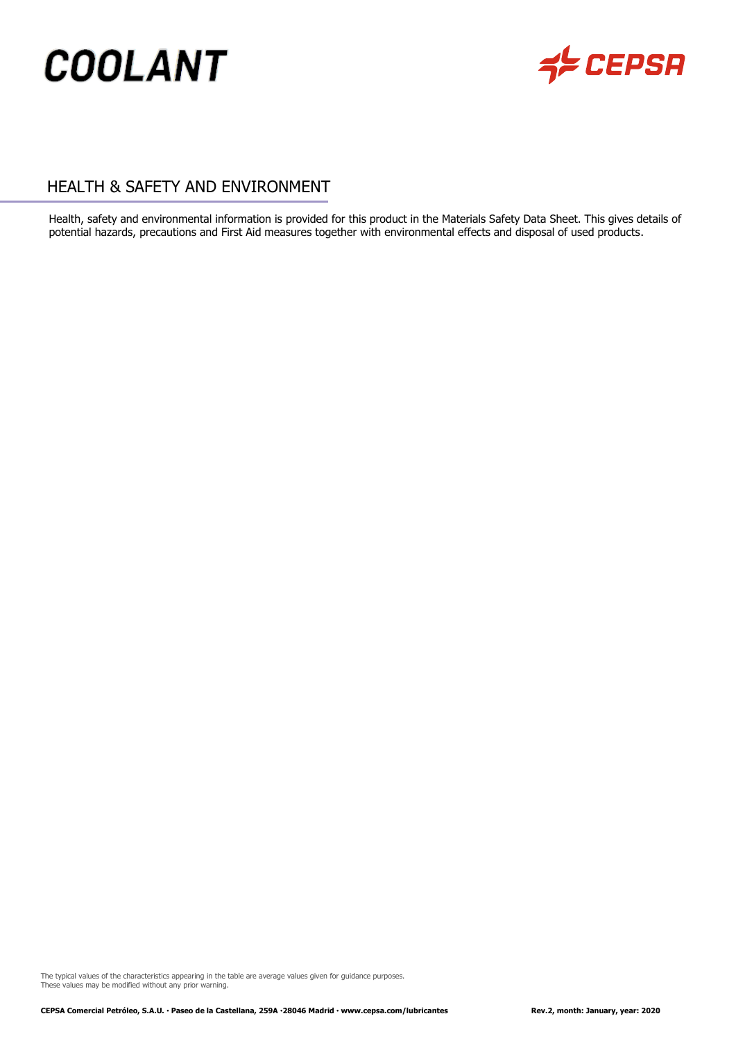## HEALTH & SAFETY AND ENVIRONMENT

Health, safety and environmental information is provided for this product in the Materials Safety Data Sheet. This gives details of potential hazards, precautions and First Aid measures together with environmental effects and disposal of used products.

The typical values of the characteristics appearing in the table are average values given for guidance purposes.
These values may be modified without any prior warning.